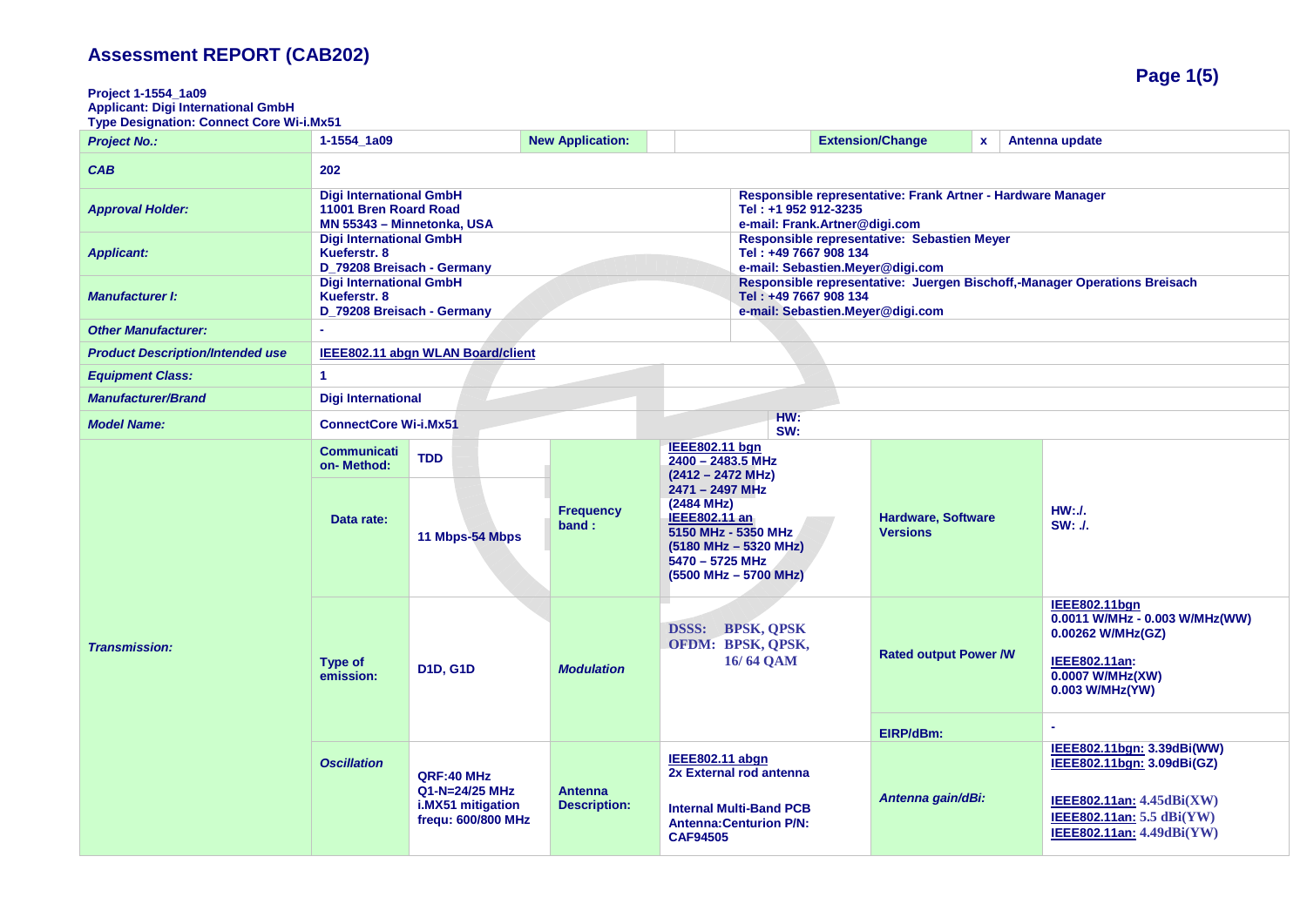# Assessment REPORT (CAB202)

**Project 1-1554_1a09**
**Applicant: Digi International GmbH**
**Type Designation: Connect Core Wi-i.Mx51**

| | | | | | | |
|---|---|---|---|---|---|---|
| *Project No.:* | 1-1554_1a09 | New Application: | | Extension/Change | x | Antenna update |
| *CAB* | 202 | | | | | |
| *Approval Holder:* | Digi International GmbH<br>11001 Bren Roard Road<br>MN 55343 – Minnetonka, USA | | | Responsible representative: Frank Artner - Hardware Manager<br>Tel : +1 952 912-3235<br>e-mail: Frank.Artner@digi.com | | |
| *Applicant:* | Digi International GmbH<br>Kueferstr. 8<br>D_79208 Breisach - Germany | | | Responsible representative: Sebastien Meyer<br>Tel : +49 7667 908 134<br>e-mail: Sebastien.Meyer@digi.com | | |
| *Manufacturer I:* | Digi International GmbH<br>Kueferstr. 8<br>D_79208 Breisach - Germany | | | Responsible representative: Juergen Bischoff,-Manager Operations Breisach<br>Tel : +49 7667 908 134<br>e-mail: Sebastien.Meyer@digi.com | | |
| *Other Manufacturer:* | - | | | | | |
| *Product Description/Intended use* | IEEE802.11 abgn WLAN Board/client | | | | | |
| *Equipment Class:* | 1 | | | | | |
| *Manufacturer/Brand* | Digi International | | | | | |
| *Model Name:* | ConnectCore Wi-i.Mx51 | | | HW:<br>SW: | | |

| | | | | | | |
|---|---|---|---|---|---|---|
| *Transmission:* | Communication- Method: | TDD | Frequency band : | IEEE802.11 bgn<br>2400 – 2483.5 MHz<br>(2412 – 2472 MHz)<br>2471 – 2497 MHz<br>(2484 MHz)<br>IEEE802.11 an<br>5150 MHz - 5350 MHz<br>(5180 MHz – 5320 MHz)<br>5470 – 5725 MHz<br>(5500 MHz – 5700 MHz) | Hardware, Software Versions | HW:./.<br>SW: ./. |
| | Data rate: | 11 Mbps-54 Mbps | | | | |
| | Type of emission: | D1D, G1D | *Modulation* | DSSS: BPSK, QPSK<br>OFDM: BPSK, QPSK, 16/ 64 QAM | Rated output Power /W | IEEE802.11bgn<br>0.0011 W/MHz - 0.003 W/MHz(WW)<br>0.00262 W/MHz(GZ)<br><br>IEEE802.11an:<br>0.0007 W/MHz(XW)<br>0.003 W/MHz(YW) |
| | | | | | EIRP/dBm: | - |
| | *Oscillation* | QRF:40 MHz<br>Q1-N=24/25 MHz<br>i.MX51 mitigation frequ: 600/800 MHz | Antenna Description: | IEEE802.11 abgn<br>2x External rod antenna<br><br>Internal Multi-Band PCB Antenna:Centurion P/N: CAF94505 | *Antenna gain/dBi:* | IEEE802.11bgn: 3.39dBi(WW)<br>IEEE802.11bgn: 3.09dBi(GZ)<br><br>IEEE802.11an: 4.45dBi(XW)<br>IEEE802.11an: 5.5 dBi(YW)<br>IEEE802.11an: 4.49dBi(YW) |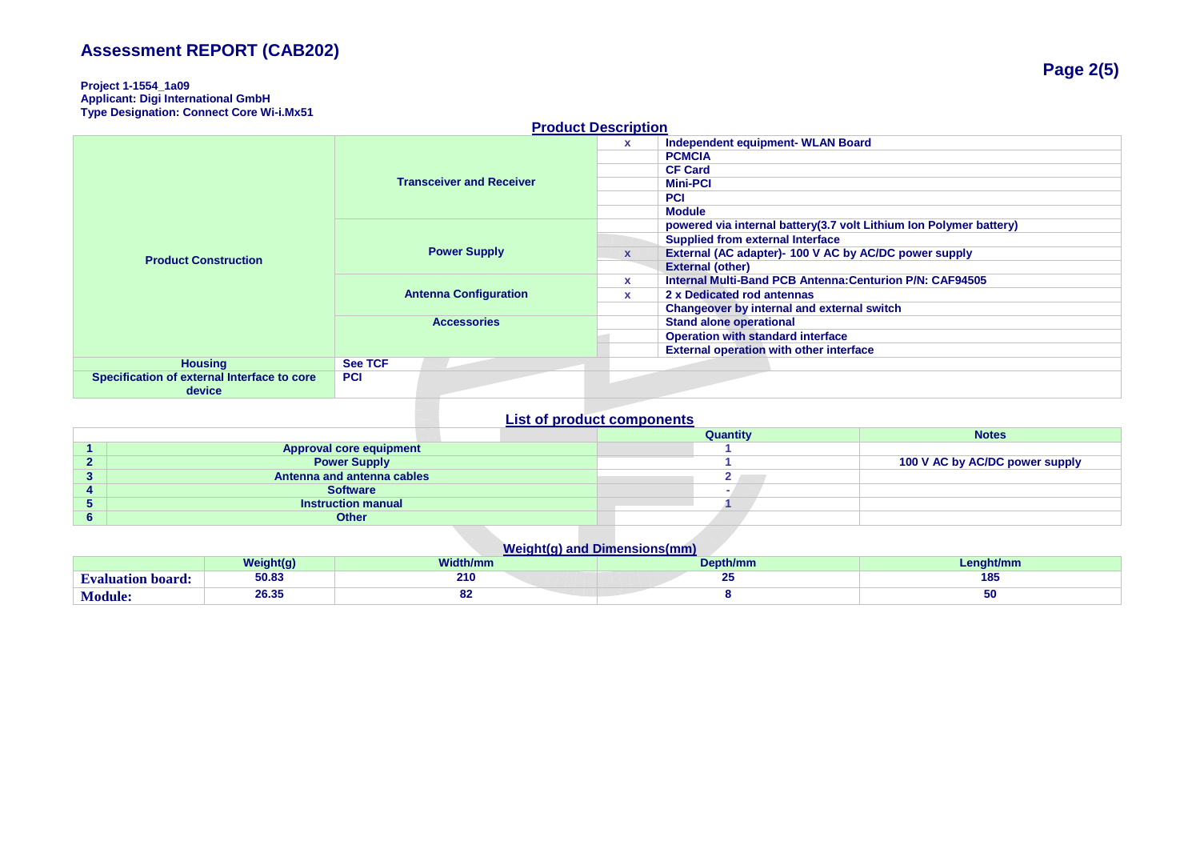# Assessment REPORT (CAB202)

**Project 1-1554_1a09**
**Applicant: Digi International GmbH**
**Type Designation: Connect Core Wi-i.Mx51**

## Product Description

| | | | |
|---|---|---|---|
| Product Construction | Transceiver and Receiver | x | Independent equipment- WLAN Board |
| | | | PCMCIA |
| | | | CF Card |
| | | | Mini-PCI |
| | | | PCI |
| | | | Module |
| | Power Supply | | powered via internal battery(3.7 volt Lithium Ion Polymer battery) |
| | | | Supplied from external Interface |
| | | x | External (AC adapter)- 100 V AC by AC/DC power supply |
| | | | External (other) |
| | Antenna Configuration | x | Internal Multi-Band PCB Antenna:Centurion P/N: CAF94505 |
| | | x | 2 x Dedicated rod antennas |
| | | | Changeover by internal and external switch |
| | Accessories | | Stand alone operational |
| | | | Operation with standard interface |
| | | | External operation with other interface |
| Housing | See TCF | | |
| Specification of external Interface to core device | PCI | | |

## List of product components

| | | Quantity | Notes |
|---|---|---|---|
| 1 | Approval core equipment | 1 | |
| 2 | Power Supply | 1 | 100 V AC by AC/DC power supply |
| 3 | Antenna and antenna cables | 2 | |
| 4 | Software | - | |
| 5 | Instruction manual | 1 | |
| 6 | Other | | |

## Weight(g) and Dimensions(mm)

| | Weight(g) | Width/mm | Depth/mm | Lenght/mm |
|---|---|---|---|---|
| Evaluation board: | 50.83 | 210 | 25 | 185 |
| Module: | 26.35 | 82 | 8 | 50 |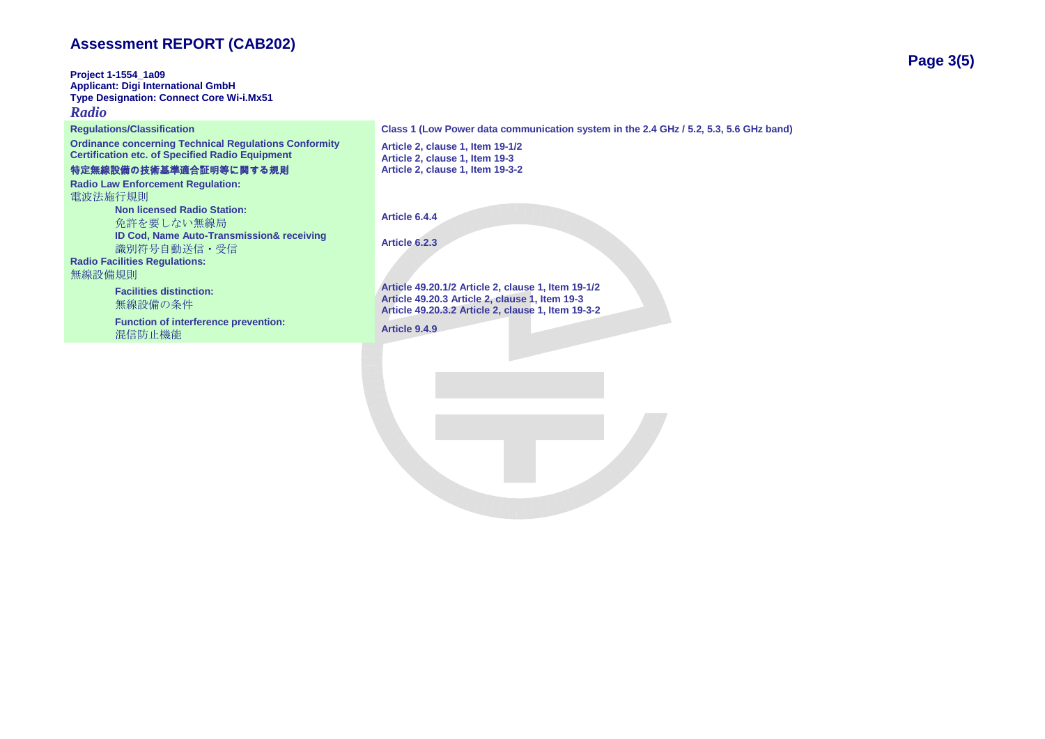# Assessment REPORT (CAB202)

**Project 1-1554_1a09**
**Applicant: Digi International GmbH**
**Type Designation: Connect Core Wi-i.Mx51**

## *Radio*

| **Regulations/Classification** | **Class 1 (Low Power data communication system in the 2.4 GHz / 5.2, 5.3, 5.6 GHz band)** |
|---|---|
| **Ordinance concerning Technical Regulations Conformity Certification etc. of Specified Radio Equipment**<br>**特定無線設備の技術基準適合証明等に関する規則** | **Article 2, clause 1, Item 19-1/2**<br>**Article 2, clause 1, Item 19-3**<br>**Article 2, clause 1, Item 19-3-2** |
| **Radio Law Enforcement Regulation:**<br>電波法施行規則 | |
| **Non licensed Radio Station:**<br>免許を要しない無線局 | **Article 6.4.4** |
| **ID Cod, Name Auto-Transmission& receiving**<br>識別符号自動送信・受信 | **Article 6.2.3** |
| **Radio Facilities Regulations:**<br>無線設備規則 | |
| **Facilities distinction:**<br>無線設備の条件 | **Article 49.20.1/2 Article 2, clause 1, Item 19-1/2**<br>**Article 49.20.3 Article 2, clause 1, Item 19-3**<br>**Article 49.20.3.2 Article 2, clause 1, Item 19-3-2** |
| **Function of interference prevention:**<br>混信防止機能 | **Article 9.4.9** |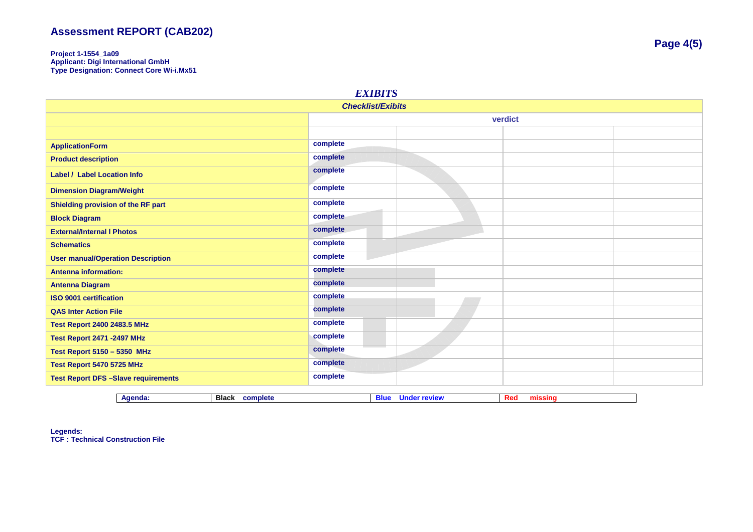# Assessment REPORT (CAB202)

**Project 1-1554_1a09**
**Applicant: Digi International GmbH**
**Type Designation: Connect Core Wi-i.Mx51**

## *EXIBITS*

| *Checklist/Exibits* | | | | |
|---|---|---|---|---|
| | verdict | | | |
| | | | | |
| ApplicationForm | complete | | | |
| Product description | complete | | | |
| Label / Label Location Info | complete | | | |
| Dimension Diagram/Weight | complete | | | |
| Shielding provision of the RF part | complete | | | |
| Block Diagram | complete | | | |
| External/Internal l Photos | complete | | | |
| Schematics | complete | | | |
| User manual/Operation Description | complete | | | |
| Antenna information: | complete | | | |
| Antenna Diagram | complete | | | |
| ISO 9001 certification | complete | | | |
| QAS Inter Action File | complete | | | |
| Test Report 2400 2483.5 MHz | complete | | | |
| Test Report 2471 -2497 MHz | complete | | | |
| Test Report 5150 – 5350 MHz | complete | | | |
| Test Report 5470 5725 MHz | complete | | | |
| Test Report DFS –Slave requirements | complete | | | |

| Agenda: | Black complete | Blue Under review | Red missing |
|---|---|---|---|

**Legends:**
**TCF : Technical Construction File**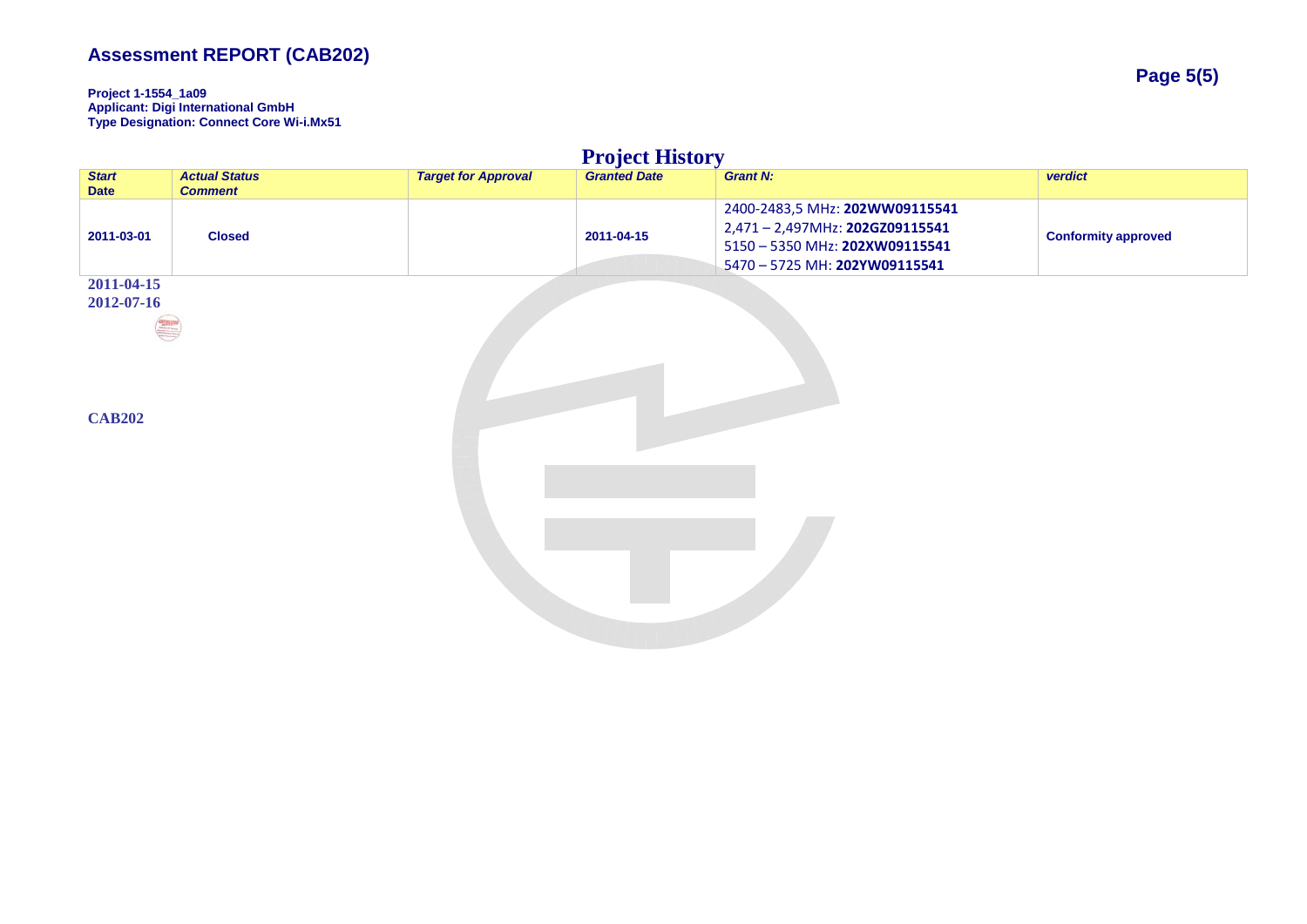## Project History

| Start Date | Actual Status Comment | Target for Approval | Granted Date | Grant N: | verdict |
|---|---|---|---|---|---|
| 2011-03-01 | Closed | | 2011-04-15 | 2400-2483,5 MHz: **202WW09115541**<br>2,471 – 2,497MHz: **202GZ09115541**<br>5150 – 5350 MHz: **202XW09115541**<br>5470 – 5725 MH: **202YW09115541** | Conformity approved |

**2011-04-15**
**2012-07-16**

**CAB202**